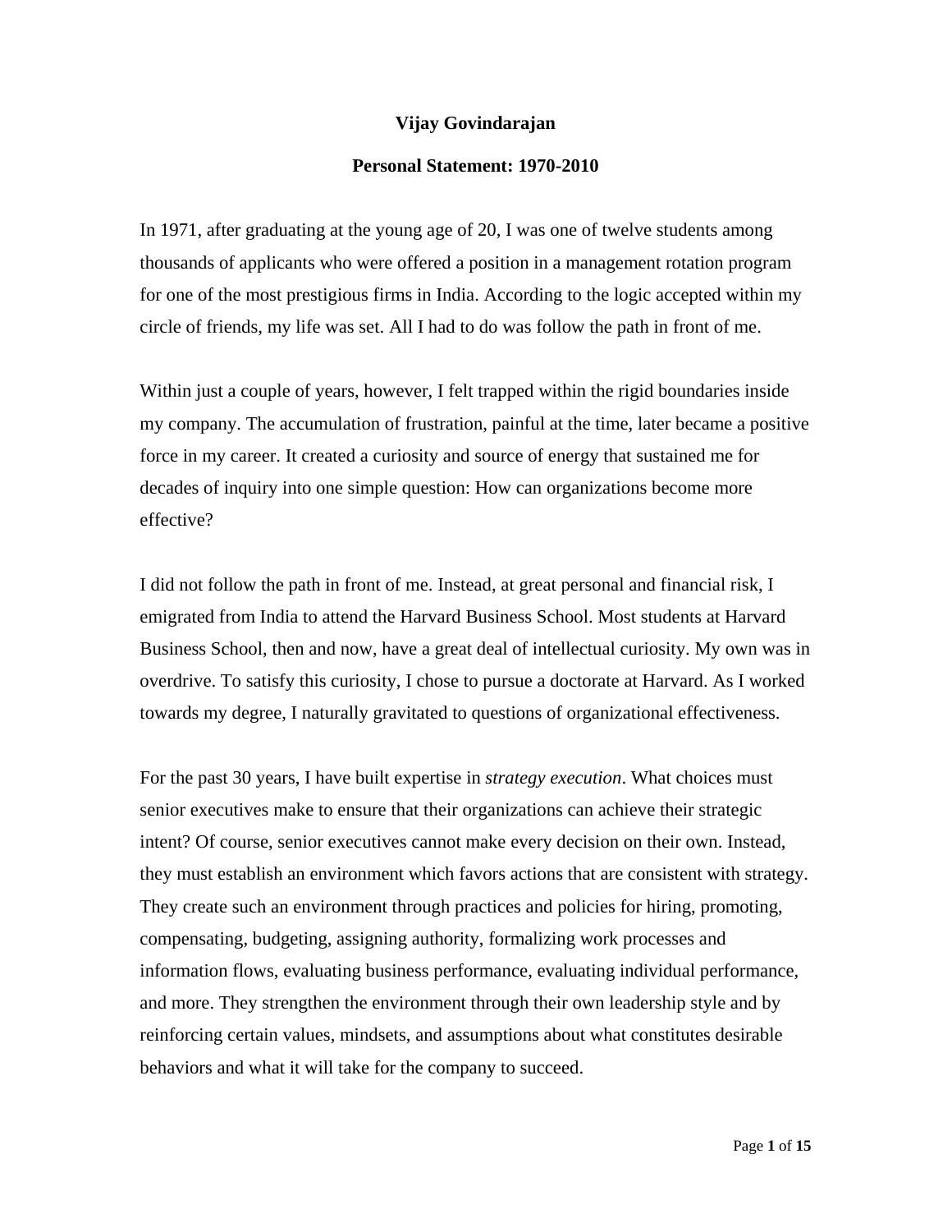# Vijay Govindarajan

## Personal Statement: 1970-2010

In 1971, after graduating at the young age of 20, I was one of twelve students among thousands of applicants who were offered a position in a management rotation program for one of the most prestigious firms in India. According to the logic accepted within my circle of friends, my life was set. All I had to do was follow the path in front of me.

Within just a couple of years, however, I felt trapped within the rigid boundaries inside my company. The accumulation of frustration, painful at the time, later became a positive force in my career. It created a curiosity and source of energy that sustained me for decades of inquiry into one simple question: How can organizations become more effective?

I did not follow the path in front of me. Instead, at great personal and financial risk, I emigrated from India to attend the Harvard Business School. Most students at Harvard Business School, then and now, have a great deal of intellectual curiosity. My own was in overdrive. To satisfy this curiosity, I chose to pursue a doctorate at Harvard. As I worked towards my degree, I naturally gravitated to questions of organizational effectiveness.

For the past 30 years, I have built expertise in *strategy execution*. What choices must senior executives make to ensure that their organizations can achieve their strategic intent? Of course, senior executives cannot make every decision on their own. Instead, they must establish an environment which favors actions that are consistent with strategy. They create such an environment through practices and policies for hiring, promoting, compensating, budgeting, assigning authority, formalizing work processes and information flows, evaluating business performance, evaluating individual performance, and more. They strengthen the environment through their own leadership style and by reinforcing certain values, mindsets, and assumptions about what constitutes desirable behaviors and what it will take for the company to succeed.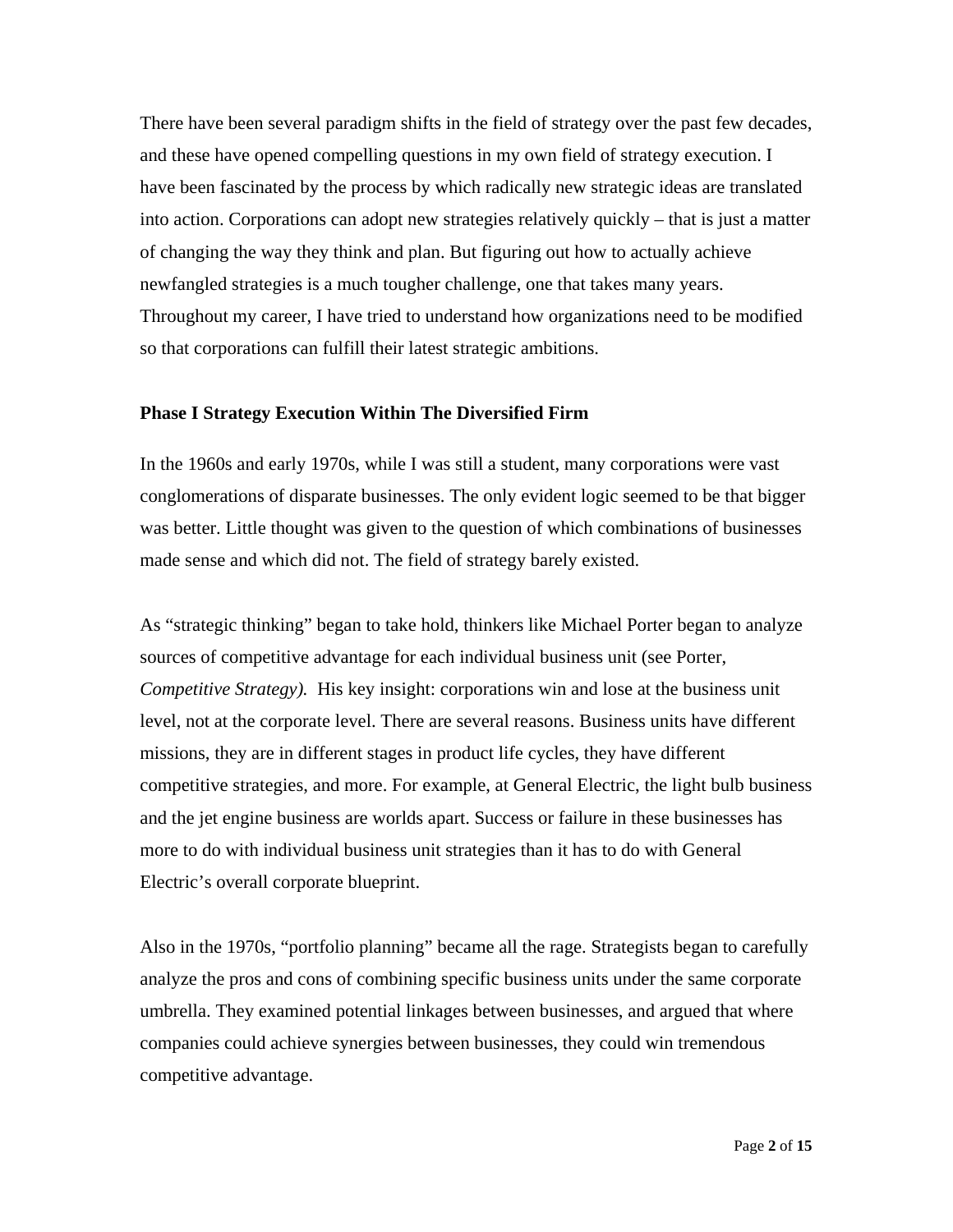There have been several paradigm shifts in the field of strategy over the past few decades, and these have opened compelling questions in my own field of strategy execution. I have been fascinated by the process by which radically new strategic ideas are translated into action. Corporations can adopt new strategies relatively quickly – that is just a matter of changing the way they think and plan. But figuring out how to actually achieve newfangled strategies is a much tougher challenge, one that takes many years. Throughout my career, I have tried to understand how organizations need to be modified so that corporations can fulfill their latest strategic ambitions.

**Phase I Strategy Execution Within The Diversified Firm**

In the 1960s and early 1970s, while I was still a student, many corporations were vast conglomerations of disparate businesses. The only evident logic seemed to be that bigger was better. Little thought was given to the question of which combinations of businesses made sense and which did not. The field of strategy barely existed.

As "strategic thinking" began to take hold, thinkers like Michael Porter began to analyze sources of competitive advantage for each individual business unit (see Porter, *Competitive Strategy).* His key insight: corporations win and lose at the business unit level, not at the corporate level. There are several reasons. Business units have different missions, they are in different stages in product life cycles, they have different competitive strategies, and more. For example, at General Electric, the light bulb business and the jet engine business are worlds apart. Success or failure in these businesses has more to do with individual business unit strategies than it has to do with General Electric's overall corporate blueprint.

Also in the 1970s, "portfolio planning" became all the rage. Strategists began to carefully analyze the pros and cons of combining specific business units under the same corporate umbrella. They examined potential linkages between businesses, and argued that where companies could achieve synergies between businesses, they could win tremendous competitive advantage.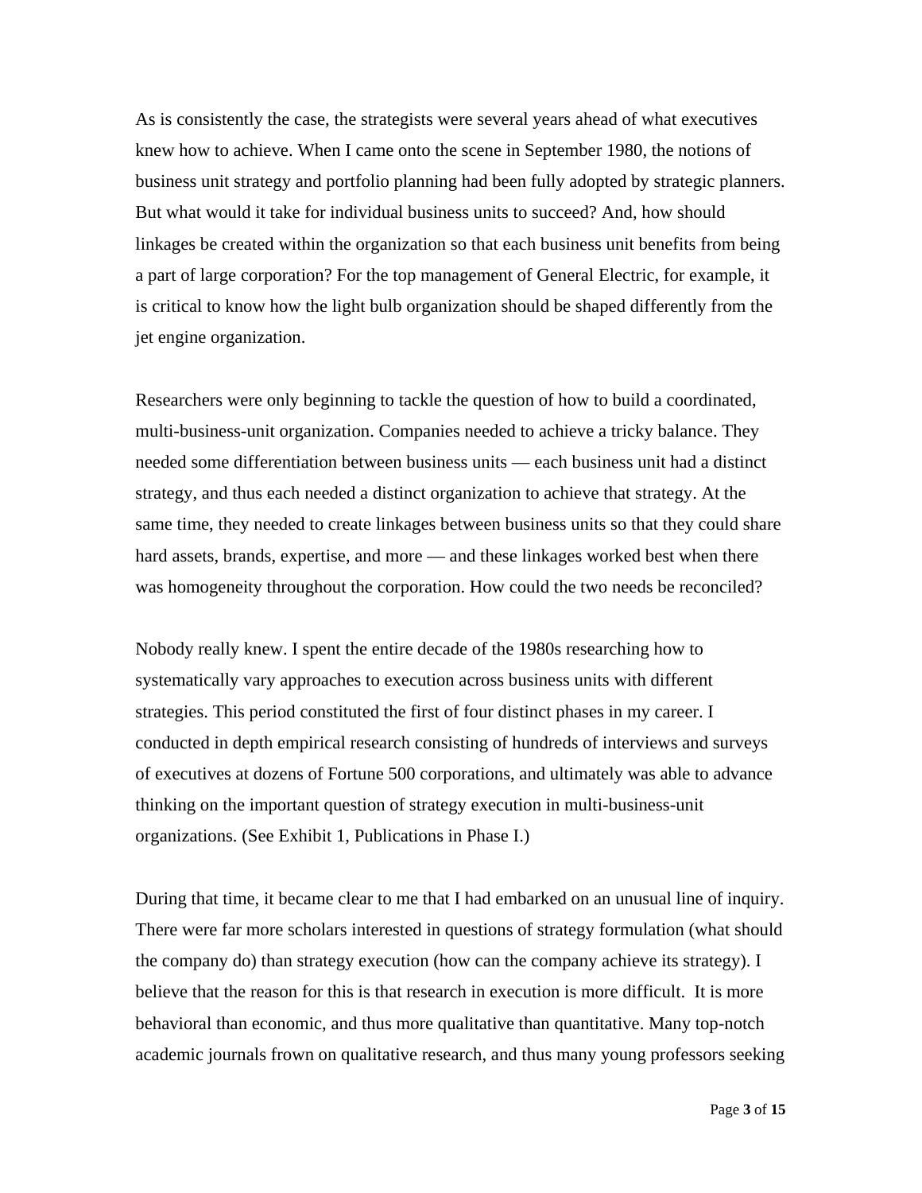As is consistently the case, the strategists were several years ahead of what executives knew how to achieve. When I came onto the scene in September 1980, the notions of business unit strategy and portfolio planning had been fully adopted by strategic planners. But what would it take for individual business units to succeed? And, how should linkages be created within the organization so that each business unit benefits from being a part of large corporation? For the top management of General Electric, for example, it is critical to know how the light bulb organization should be shaped differently from the jet engine organization.

Researchers were only beginning to tackle the question of how to build a coordinated, multi-business-unit organization. Companies needed to achieve a tricky balance. They needed some differentiation between business units — each business unit had a distinct strategy, and thus each needed a distinct organization to achieve that strategy. At the same time, they needed to create linkages between business units so that they could share hard assets, brands, expertise, and more — and these linkages worked best when there was homogeneity throughout the corporation. How could the two needs be reconciled?

Nobody really knew. I spent the entire decade of the 1980s researching how to systematically vary approaches to execution across business units with different strategies. This period constituted the first of four distinct phases in my career. I conducted in depth empirical research consisting of hundreds of interviews and surveys of executives at dozens of Fortune 500 corporations, and ultimately was able to advance thinking on the important question of strategy execution in multi-business-unit organizations. (See Exhibit 1, Publications in Phase I.)

During that time, it became clear to me that I had embarked on an unusual line of inquiry. There were far more scholars interested in questions of strategy formulation (what should the company do) than strategy execution (how can the company achieve its strategy). I believe that the reason for this is that research in execution is more difficult. It is more behavioral than economic, and thus more qualitative than quantitative. Many top-notch academic journals frown on qualitative research, and thus many young professors seeking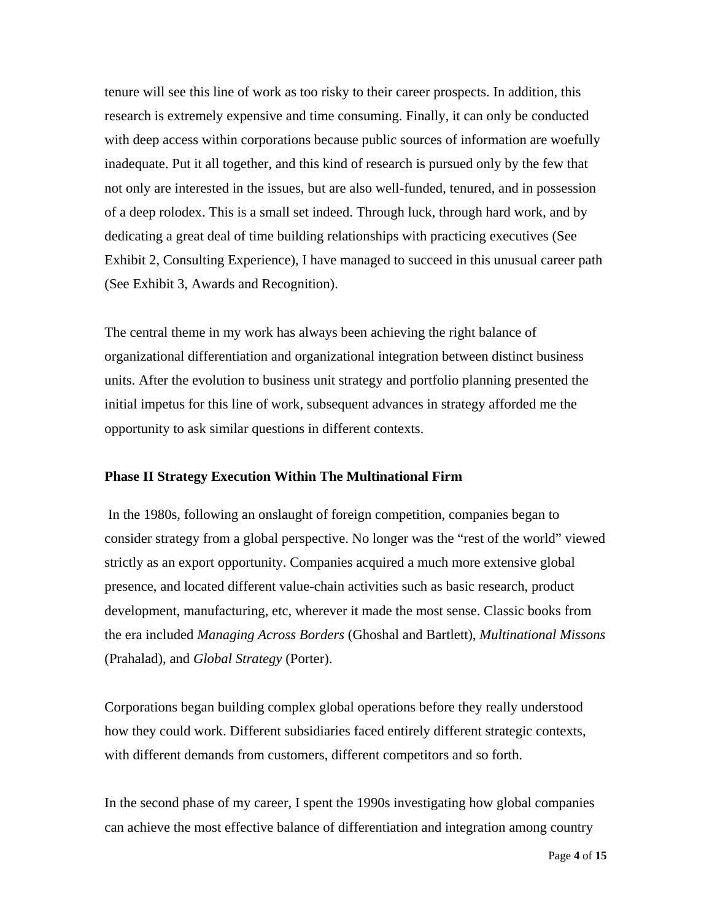tenure will see this line of work as too risky to their career prospects. In addition, this research is extremely expensive and time consuming. Finally, it can only be conducted with deep access within corporations because public sources of information are woefully inadequate. Put it all together, and this kind of research is pursued only by the few that not only are interested in the issues, but are also well-funded, tenured, and in possession of a deep rolodex. This is a small set indeed. Through luck, through hard work, and by dedicating a great deal of time building relationships with practicing executives (See Exhibit 2, Consulting Experience), I have managed to succeed in this unusual career path (See Exhibit 3, Awards and Recognition).

The central theme in my work has always been achieving the right balance of organizational differentiation and organizational integration between distinct business units. After the evolution to business unit strategy and portfolio planning presented the initial impetus for this line of work, subsequent advances in strategy afforded me the opportunity to ask similar questions in different contexts.

**Phase II Strategy Execution Within The Multinational Firm**

In the 1980s, following an onslaught of foreign competition, companies began to consider strategy from a global perspective. No longer was the "rest of the world" viewed strictly as an export opportunity. Companies acquired a much more extensive global presence, and located different value-chain activities such as basic research, product development, manufacturing, etc, wherever it made the most sense. Classic books from the era included *Managing Across Borders* (Ghoshal and Bartlett), *Multinational Missons* (Prahalad), and *Global Strategy* (Porter).

Corporations began building complex global operations before they really understood how they could work. Different subsidiaries faced entirely different strategic contexts, with different demands from customers, different competitors and so forth.

In the second phase of my career, I spent the 1990s investigating how global companies can achieve the most effective balance of differentiation and integration among country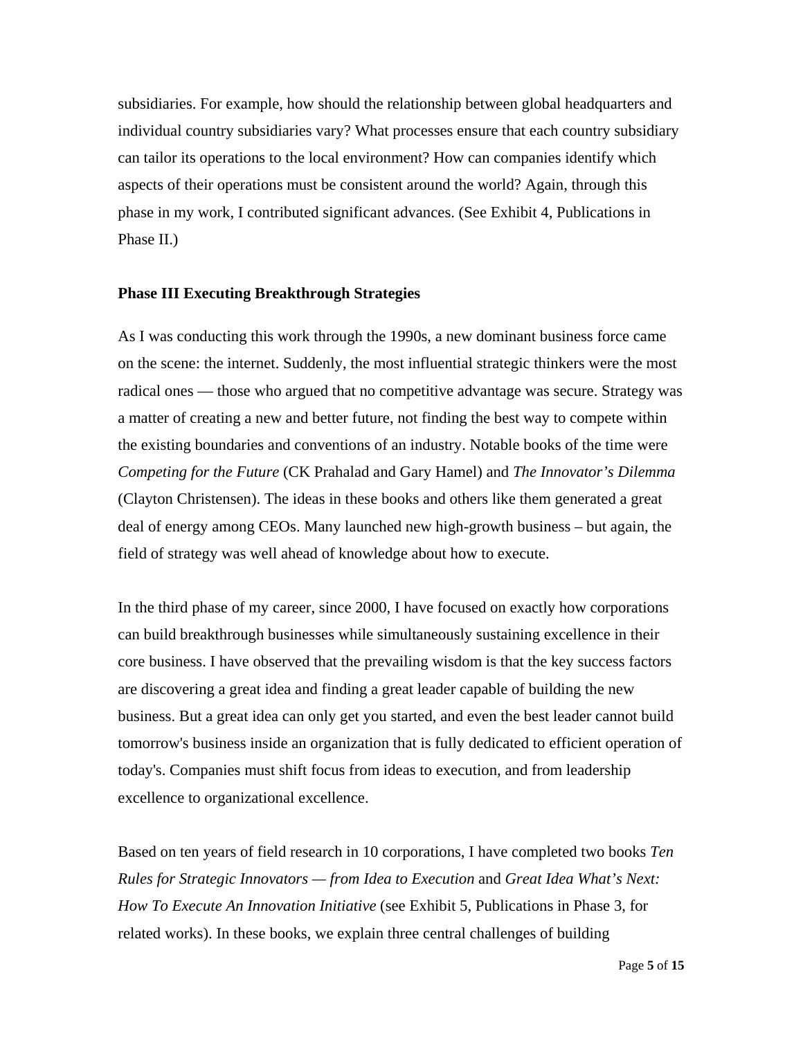subsidiaries. For example, how should the relationship between global headquarters and individual country subsidiaries vary? What processes ensure that each country subsidiary can tailor its operations to the local environment? How can companies identify which aspects of their operations must be consistent around the world? Again, through this phase in my work, I contributed significant advances. (See Exhibit 4, Publications in Phase II.)

**Phase III Executing Breakthrough Strategies**

As I was conducting this work through the 1990s, a new dominant business force came on the scene: the internet. Suddenly, the most influential strategic thinkers were the most radical ones — those who argued that no competitive advantage was secure. Strategy was a matter of creating a new and better future, not finding the best way to compete within the existing boundaries and conventions of an industry. Notable books of the time were *Competing for the Future* (CK Prahalad and Gary Hamel) and *The Innovator's Dilemma* (Clayton Christensen). The ideas in these books and others like them generated a great deal of energy among CEOs. Many launched new high-growth business – but again, the field of strategy was well ahead of knowledge about how to execute.

In the third phase of my career, since 2000, I have focused on exactly how corporations can build breakthrough businesses while simultaneously sustaining excellence in their core business. I have observed that the prevailing wisdom is that the key success factors are discovering a great idea and finding a great leader capable of building the new business. But a great idea can only get you started, and even the best leader cannot build tomorrow's business inside an organization that is fully dedicated to efficient operation of today's. Companies must shift focus from ideas to execution, and from leadership excellence to organizational excellence.

Based on ten years of field research in 10 corporations, I have completed two books *Ten Rules for Strategic Innovators — from Idea to Execution* and *Great Idea What's Next: How To Execute An Innovation Initiative* (see Exhibit 5, Publications in Phase 3, for related works). In these books, we explain three central challenges of building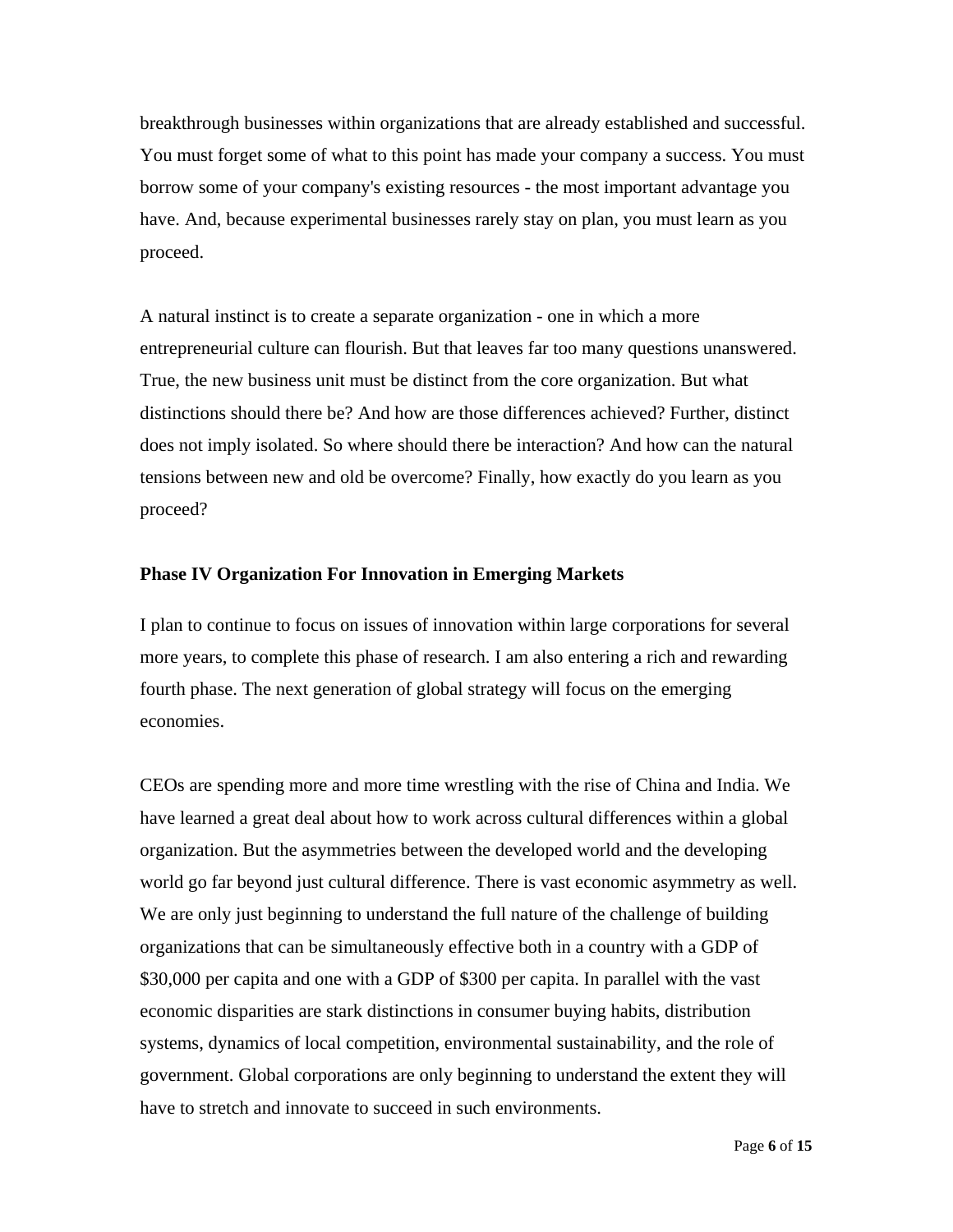breakthrough businesses within organizations that are already established and successful. You must forget some of what to this point has made your company a success. You must borrow some of your company's existing resources - the most important advantage you have. And, because experimental businesses rarely stay on plan, you must learn as you proceed.

A natural instinct is to create a separate organization - one in which a more entrepreneurial culture can flourish. But that leaves far too many questions unanswered. True, the new business unit must be distinct from the core organization. But what distinctions should there be? And how are those differences achieved? Further, distinct does not imply isolated. So where should there be interaction? And how can the natural tensions between new and old be overcome? Finally, how exactly do you learn as you proceed?

**Phase IV Organization For Innovation in Emerging Markets**

I plan to continue to focus on issues of innovation within large corporations for several more years, to complete this phase of research. I am also entering a rich and rewarding fourth phase. The next generation of global strategy will focus on the emerging economies.

CEOs are spending more and more time wrestling with the rise of China and India. We have learned a great deal about how to work across cultural differences within a global organization. But the asymmetries between the developed world and the developing world go far beyond just cultural difference. There is vast economic asymmetry as well. We are only just beginning to understand the full nature of the challenge of building organizations that can be simultaneously effective both in a country with a GDP of $30,000 per capita and one with a GDP of $300 per capita. In parallel with the vast economic disparities are stark distinctions in consumer buying habits, distribution systems, dynamics of local competition, environmental sustainability, and the role of government. Global corporations are only beginning to understand the extent they will have to stretch and innovate to succeed in such environments.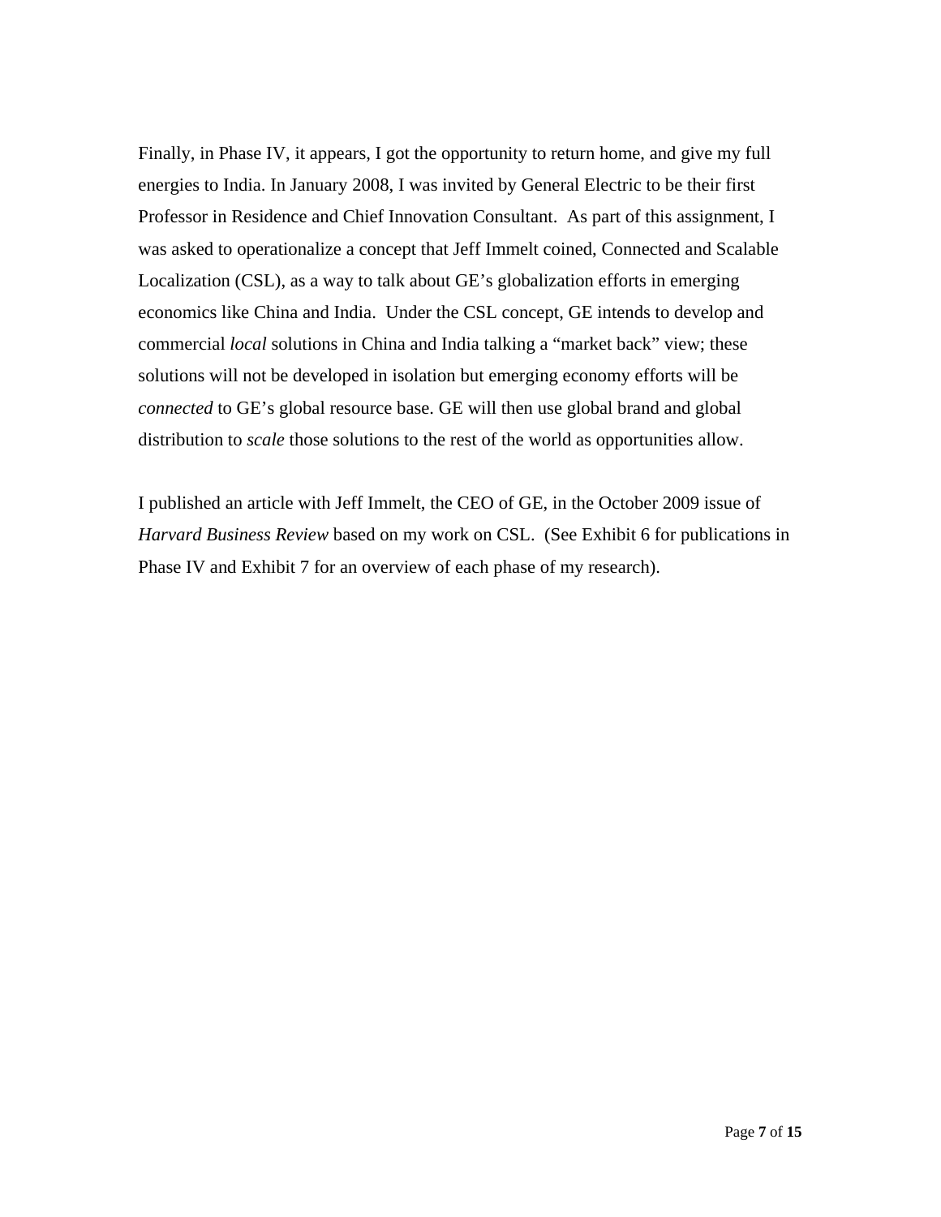Finally, in Phase IV, it appears, I got the opportunity to return home, and give my full energies to India. In January 2008, I was invited by General Electric to be their first Professor in Residence and Chief Innovation Consultant.  As part of this assignment, I was asked to operationalize a concept that Jeff Immelt coined, Connected and Scalable Localization (CSL), as a way to talk about GE's globalization efforts in emerging economics like China and India.  Under the CSL concept, GE intends to develop and commercial *local* solutions in China and India talking a "market back" view; these solutions will not be developed in isolation but emerging economy efforts will be *connected* to GE's global resource base. GE will then use global brand and global distribution to *scale* those solutions to the rest of the world as opportunities allow.

I published an article with Jeff Immelt, the CEO of GE, in the October 2009 issue of *Harvard Business Review* based on my work on CSL.  (See Exhibit 6 for publications in Phase IV and Exhibit 7 for an overview of each phase of my research).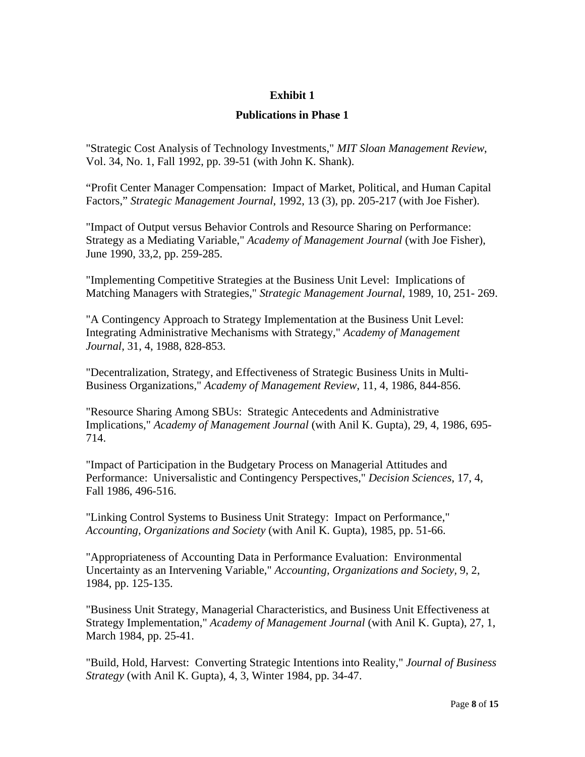# Exhibit 1

## Publications in Phase 1

"Strategic Cost Analysis of Technology Investments," *MIT Sloan Management Review*, Vol. 34, No. 1, Fall 1992, pp. 39-51 (with John K. Shank).

"Profit Center Manager Compensation: Impact of Market, Political, and Human Capital Factors," *Strategic Management Journal*, 1992, 13 (3), pp. 205-217 (with Joe Fisher).

"Impact of Output versus Behavior Controls and Resource Sharing on Performance: Strategy as a Mediating Variable," *Academy of Management Journal* (with Joe Fisher), June 1990, 33,2, pp. 259-285.

"Implementing Competitive Strategies at the Business Unit Level: Implications of Matching Managers with Strategies," *Strategic Management Journal*, 1989, 10, 251- 269.

"A Contingency Approach to Strategy Implementation at the Business Unit Level: Integrating Administrative Mechanisms with Strategy," *Academy of Management Journal*, 31, 4, 1988, 828-853.

"Decentralization, Strategy, and Effectiveness of Strategic Business Units in Multi-Business Organizations," *Academy of Management Review*, 11, 4, 1986, 844-856.

"Resource Sharing Among SBUs: Strategic Antecedents and Administrative Implications," *Academy of Management Journal* (with Anil K. Gupta), 29, 4, 1986, 695-714.

"Impact of Participation in the Budgetary Process on Managerial Attitudes and Performance: Universalistic and Contingency Perspectives," *Decision Sciences*, 17, 4, Fall 1986, 496-516.

"Linking Control Systems to Business Unit Strategy: Impact on Performance," *Accounting, Organizations and Society* (with Anil K. Gupta), 1985, pp. 51-66.

"Appropriateness of Accounting Data in Performance Evaluation: Environmental Uncertainty as an Intervening Variable," *Accounting, Organizations and Society,* 9, 2, 1984, pp. 125-135.

"Business Unit Strategy, Managerial Characteristics, and Business Unit Effectiveness at Strategy Implementation," *Academy of Management Journal* (with Anil K. Gupta), 27, 1, March 1984, pp. 25-41.

"Build, Hold, Harvest: Converting Strategic Intentions into Reality," *Journal of Business Strategy* (with Anil K. Gupta), 4, 3, Winter 1984, pp. 34-47.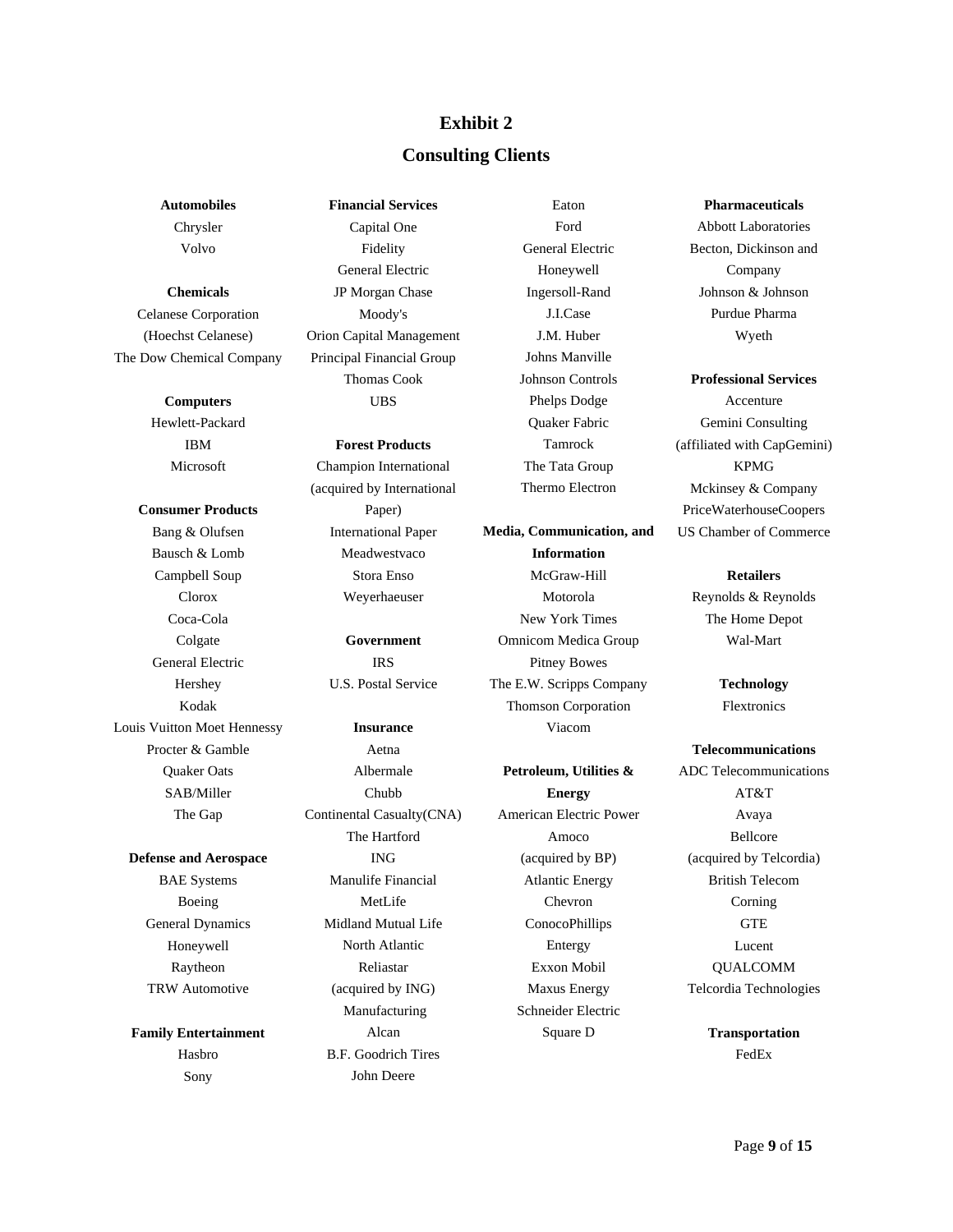# Exhibit 2

## Consulting Clients

**Automobiles**

Chrysler
Volvo

**Chemicals**

Celanese Corporation (Hoechst Celanese)
The Dow Chemical Company

**Computers**

Hewlett-Packard
IBM
Microsoft

**Consumer Products**

Bang & Olufsen
Bausch & Lomb
Campbell Soup
Clorox
Coca-Cola
Colgate
General Electric
Hershey
Kodak
Louis Vuitton Moet Hennessy
Procter & Gamble
Quaker Oats
SAB/Miller
The Gap

**Defense and Aerospace**

BAE Systems
Boeing
General Dynamics
Honeywell
Raytheon
TRW Automotive

**Family Entertainment**

Hasbro
Sony

**Financial Services**

Capital One
Fidelity
General Electric
JP Morgan Chase
Moody's
Orion Capital Management
Principal Financial Group
Thomas Cook
UBS

**Forest Products**

Champion International (acquired by International Paper)
International Paper
Meadwestvaco
Stora Enso
Weyerhaeuser

**Government**

IRS
U.S. Postal Service

**Insurance**

Aetna
Albermale
Chubb
Continental Casualty(CNA)
The Hartford
ING
Manulife Financial
MetLife
Midland Mutual Life
North Atlantic
Reliastar (acquired by ING)
Manufacturing
Alcan
B.F. Goodrich Tires
John Deere
Eaton
Ford
General Electric
Honeywell
Ingersoll-Rand
J.I.Case
J.M. Huber
Johns Manville
Johnson Controls
Phelps Dodge
Quaker Fabric
Tamrock
The Tata Group
Thermo Electron

**Media, Communication, and Information**

McGraw-Hill
Motorola
New York Times
Omnicom Medica Group
Pitney Bowes
The E.W. Scripps Company
Thomson Corporation
Viacom

**Petroleum, Utilities & Energy**

American Electric Power
Amoco (acquired by BP)
Atlantic Energy
Chevron
ConocoPhillips
Entergy
Exxon Mobil
Maxus Energy
Schneider Electric
Square D

**Pharmaceuticals**

Abbott Laboratories
Becton, Dickinson and Company
Johnson & Johnson
Purdue Pharma
Wyeth

**Professional Services**

Accenture
Gemini Consulting (affiliated with CapGemini)
KPMG
Mckinsey & Company
PriceWaterhouseCoopers
US Chamber of Commerce

**Retailers**

Reynolds & Reynolds
The Home Depot
Wal-Mart

**Technology**

Flextronics

**Telecommunications**

ADC Telecommunications
AT&T
Avaya
Bellcore (acquired by Telcordia)
British Telecom
Corning
GTE
Lucent
QUALCOMM
Telcordia Technologies

**Transportation**

FedEx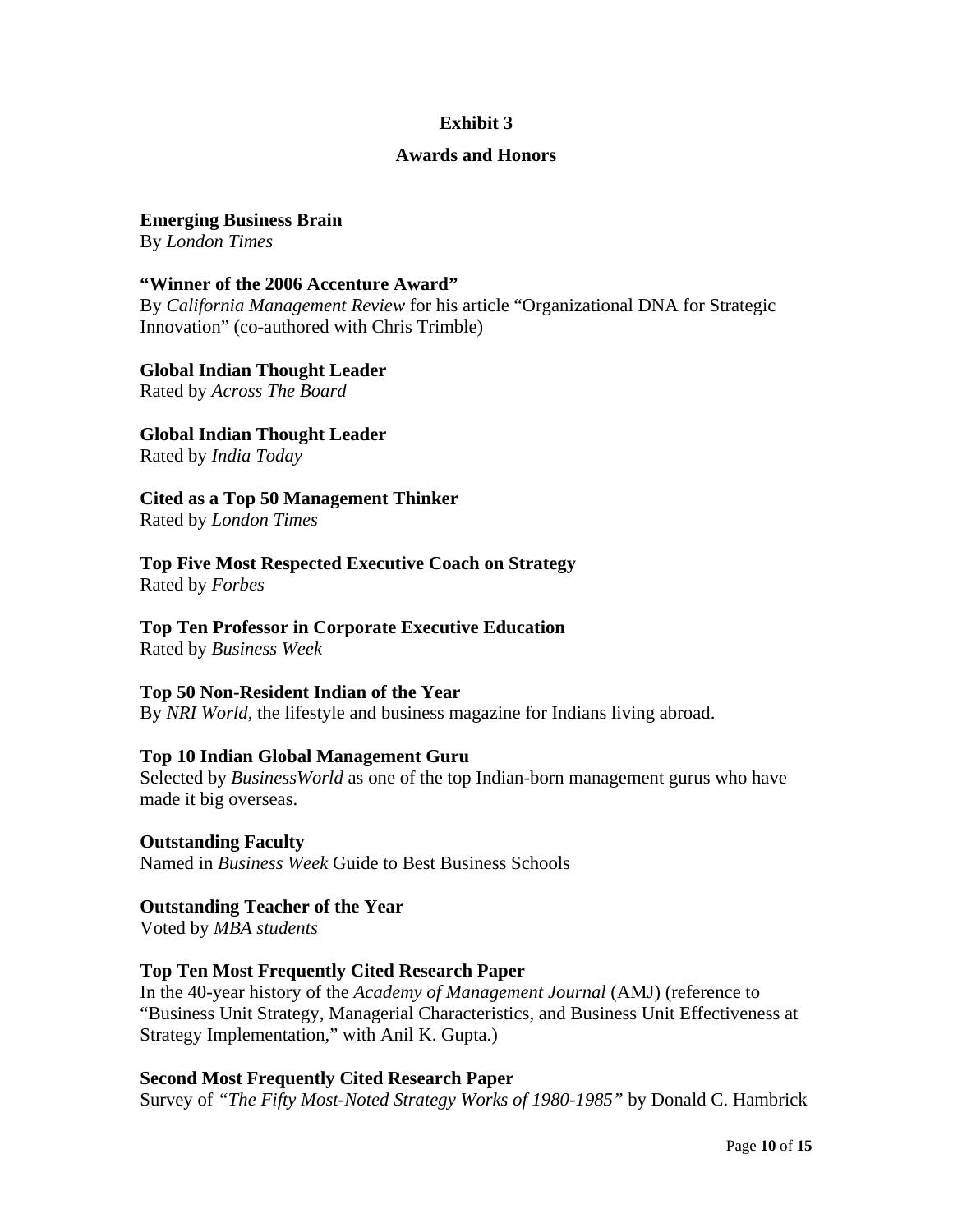# Exhibit 3

## Awards and Honors

**Emerging Business Brain**
By *London Times*

**"Winner of the 2006 Accenture Award"**
By *California Management Review* for his article "Organizational DNA for Strategic Innovation" (co-authored with Chris Trimble)

**Global Indian Thought Leader**
Rated by *Across The Board*

**Global Indian Thought Leader**
Rated by *India Today*

**Cited as a Top 50 Management Thinker**
Rated by *London Times*

**Top Five Most Respected Executive Coach on Strategy**
Rated by *Forbes*

**Top Ten Professor in Corporate Executive Education**
Rated by *Business Week*

**Top 50 Non-Resident Indian of the Year**
By *NRI World*, the lifestyle and business magazine for Indians living abroad.

**Top 10 Indian Global Management Guru**
Selected by *BusinessWorld* as one of the top Indian-born management gurus who have made it big overseas.

**Outstanding Faculty**
Named in *Business Week* Guide to Best Business Schools

**Outstanding Teacher of the Year**
Voted by *MBA students*

**Top Ten Most Frequently Cited Research Paper**
In the 40-year history of the *Academy of Management Journal* (AMJ) (reference to "Business Unit Strategy, Managerial Characteristics, and Business Unit Effectiveness at Strategy Implementation," with Anil K. Gupta.)

**Second Most Frequently Cited Research Paper**
Survey of *"The Fifty Most-Noted Strategy Works of 1980-1985"* by Donald C. Hambrick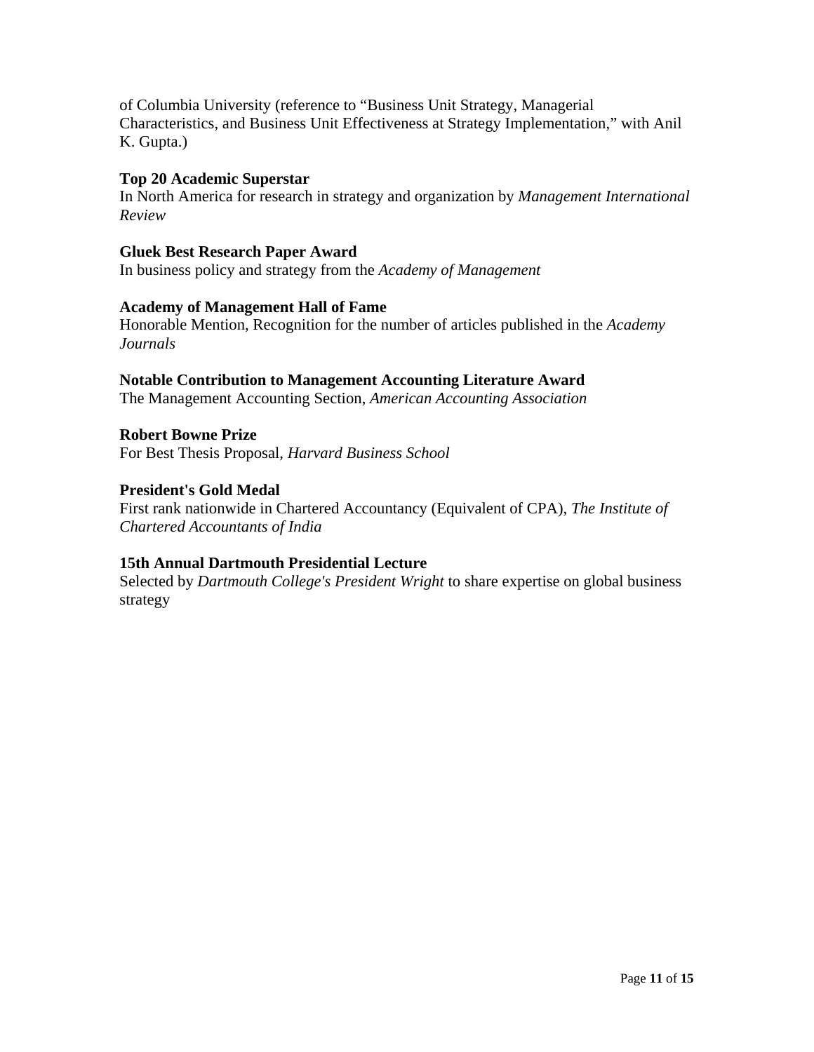of Columbia University (reference to “Business Unit Strategy, Managerial Characteristics, and Business Unit Effectiveness at Strategy Implementation,” with Anil K. Gupta.)

**Top 20 Academic Superstar**
In North America for research in strategy and organization by *Management International Review*

**Gluek Best Research Paper Award**
In business policy and strategy from the *Academy of Management*

**Academy of Management Hall of Fame**
Honorable Mention, Recognition for the number of articles published in the *Academy Journals*

**Notable Contribution to Management Accounting Literature Award**
The Management Accounting Section, *American Accounting Association*

**Robert Bowne Prize**
For Best Thesis Proposal, *Harvard Business School*

**President's Gold Medal**
First rank nationwide in Chartered Accountancy (Equivalent of CPA), *The Institute of Chartered Accountants of India*

**15th Annual Dartmouth Presidential Lecture**
Selected by *Dartmouth College's President Wright* to share expertise on global business strategy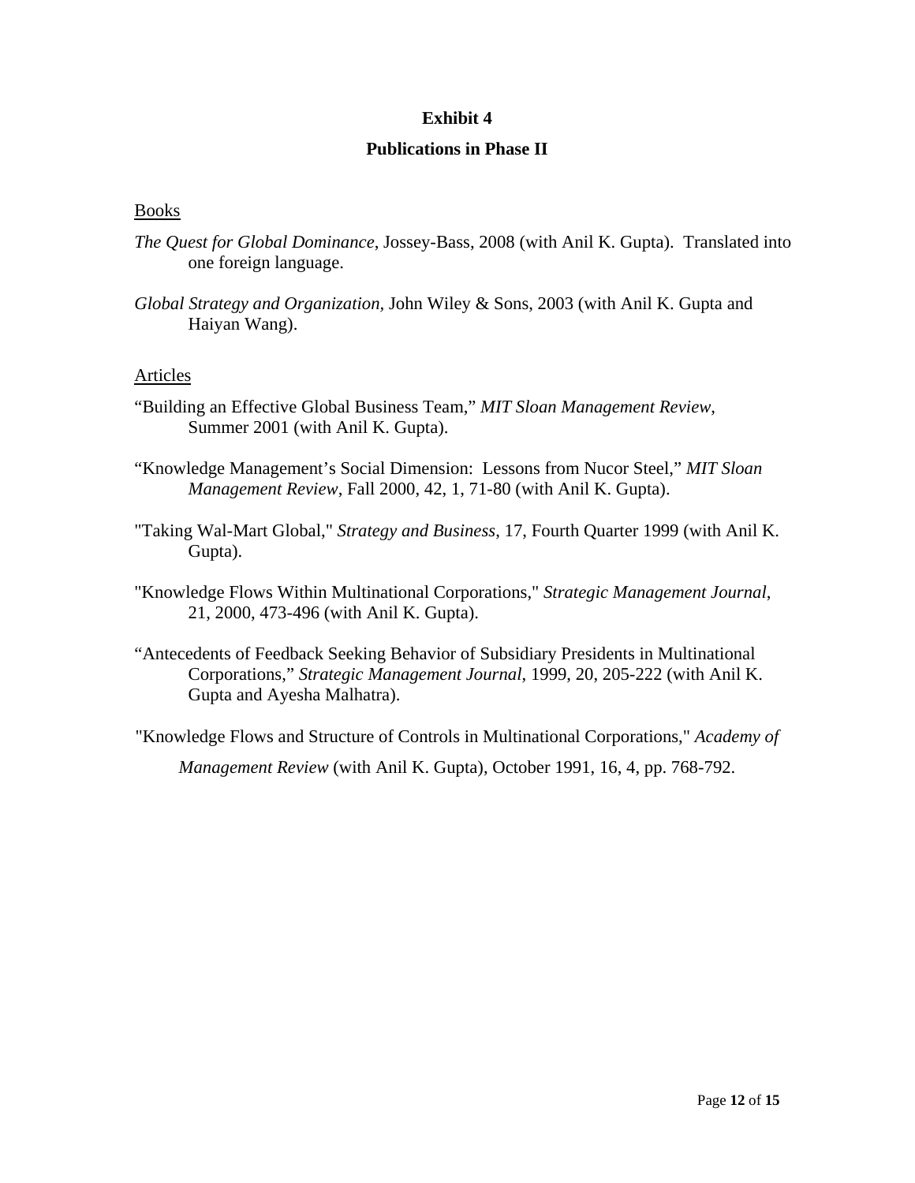# Exhibit 4

## Publications in Phase II

### Books

*The Quest for Global Dominance*, Jossey-Bass, 2008 (with Anil K. Gupta). Translated into one foreign language.

*Global Strategy and Organization,* John Wiley & Sons, 2003 (with Anil K. Gupta and Haiyan Wang).

### Articles

"Building an Effective Global Business Team," *MIT Sloan Management Review*, Summer 2001 (with Anil K. Gupta).

"Knowledge Management's Social Dimension: Lessons from Nucor Steel," *MIT Sloan Management Review*, Fall 2000, 42, 1, 71-80 (with Anil K. Gupta).

"Taking Wal-Mart Global," *Strategy and Business*, 17, Fourth Quarter 1999 (with Anil K. Gupta).

"Knowledge Flows Within Multinational Corporations," *Strategic Management Journal*, 21, 2000, 473-496 (with Anil K. Gupta).

"Antecedents of Feedback Seeking Behavior of Subsidiary Presidents in Multinational Corporations," *Strategic Management Journal*, 1999, 20, 205-222 (with Anil K. Gupta and Ayesha Malhatra).

"Knowledge Flows and Structure of Controls in Multinational Corporations," *Academy of Management Review* (with Anil K. Gupta), October 1991, 16, 4, pp. 768-792.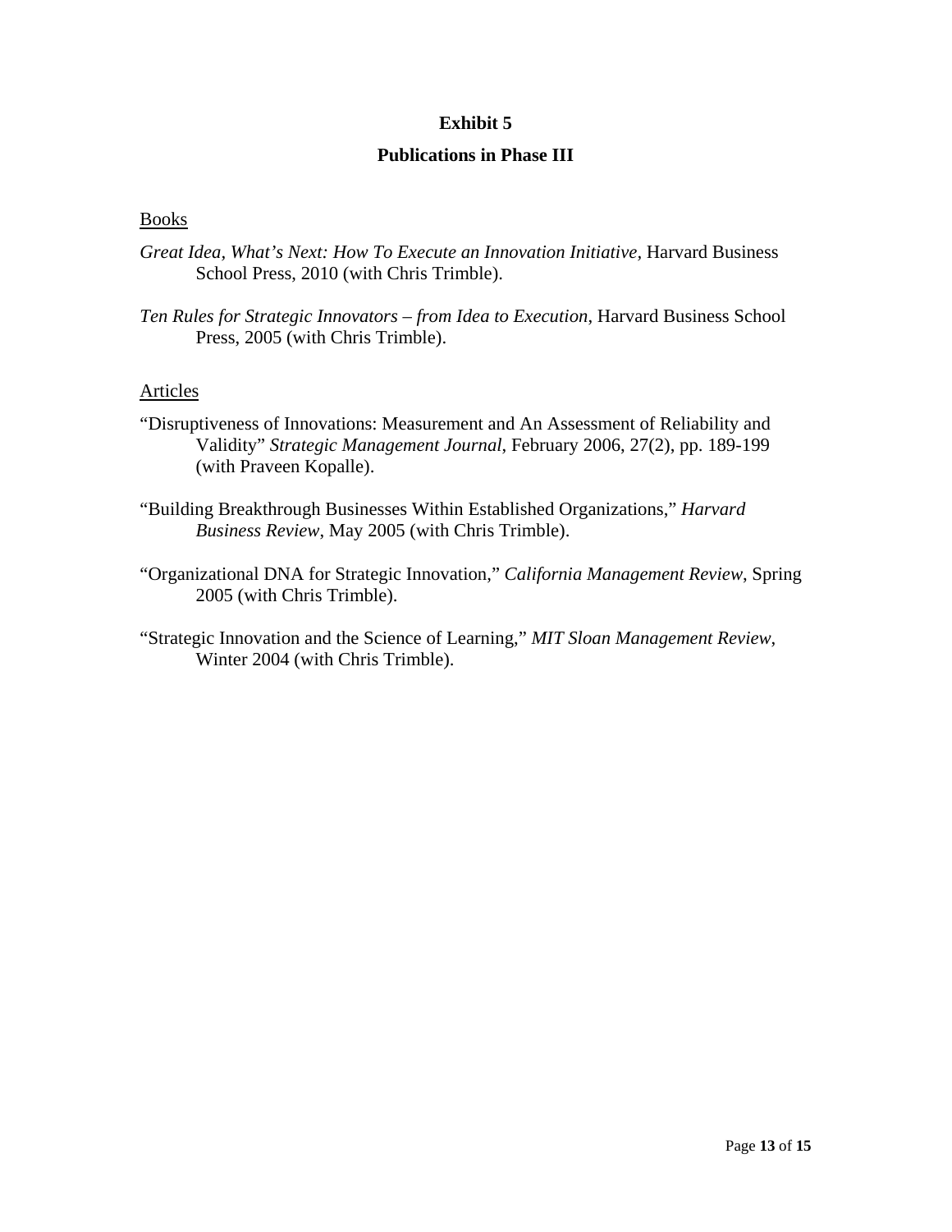# Exhibit 5

## Publications in Phase III

Books

*Great Idea, What's Next: How To Execute an Innovation Initiative,* Harvard Business School Press, 2010 (with Chris Trimble).

*Ten Rules for Strategic Innovators – from Idea to Execution*, Harvard Business School Press, 2005 (with Chris Trimble).

Articles

"Disruptiveness of Innovations: Measurement and An Assessment of Reliability and Validity" *Strategic Management Journal*, February 2006, 27(2), pp. 189-199 (with Praveen Kopalle).

"Building Breakthrough Businesses Within Established Organizations," *Harvard Business Review*, May 2005 (with Chris Trimble).

"Organizational DNA for Strategic Innovation," *California Management Review*, Spring 2005 (with Chris Trimble).

"Strategic Innovation and the Science of Learning," *MIT Sloan Management Review*, Winter 2004 (with Chris Trimble).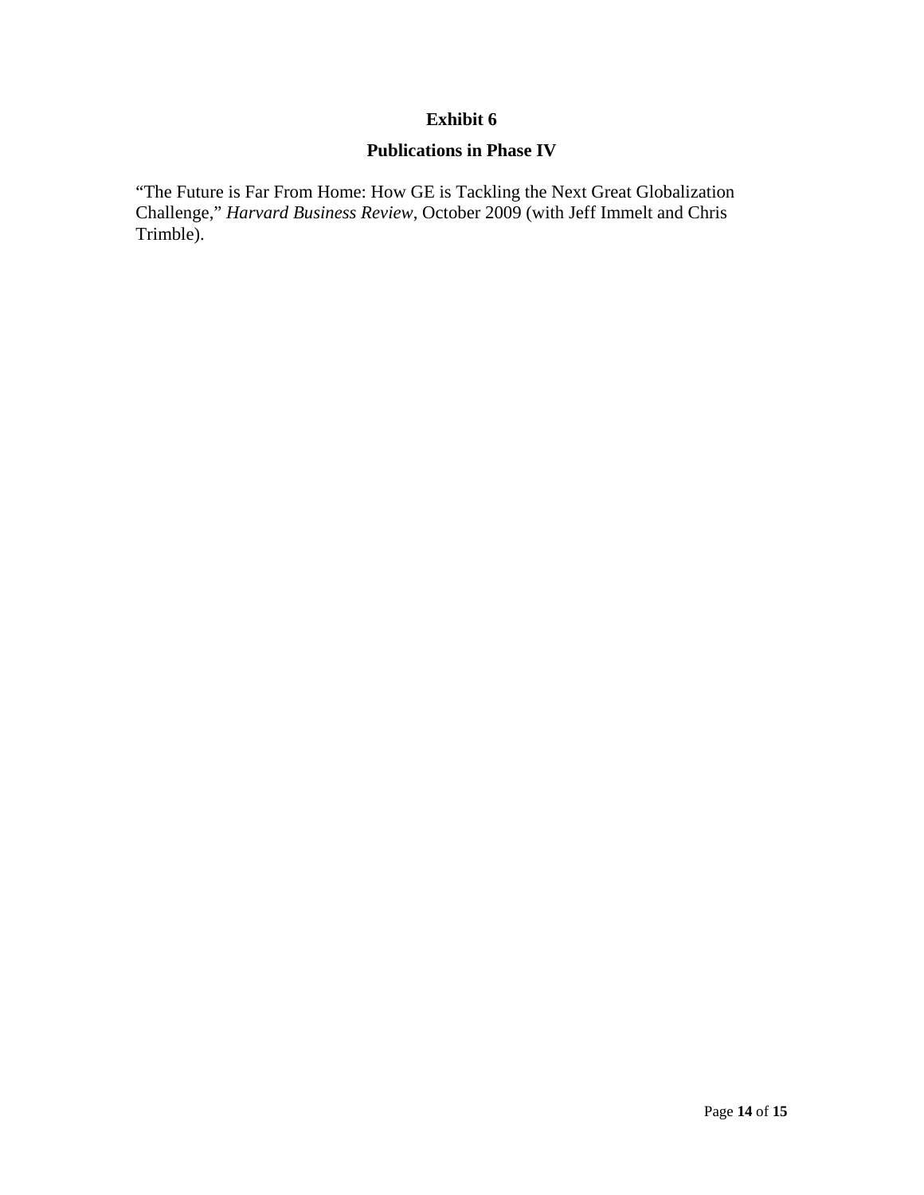# Exhibit 6

## Publications in Phase IV

"The Future is Far From Home: How GE is Tackling the Next Great Globalization Challenge," *Harvard Business Review*, October 2009 (with Jeff Immelt and Chris Trimble).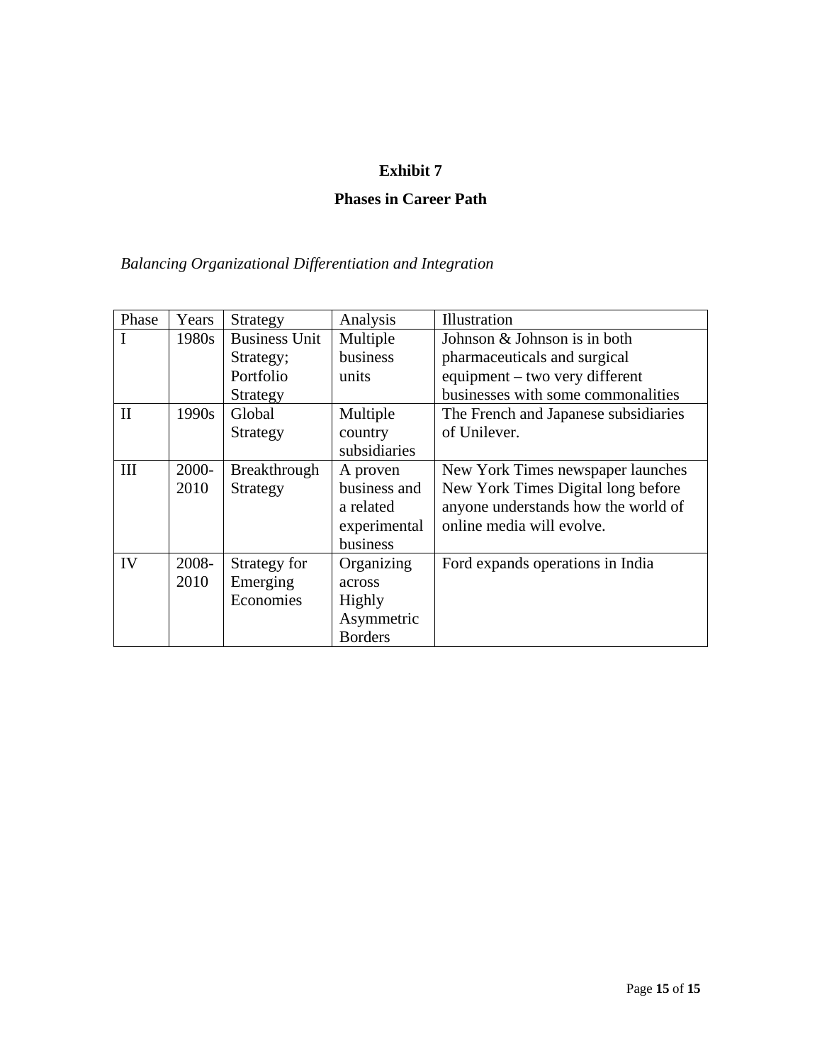**Exhibit 7**

**Phases in Career Path**

*Balancing Organizational Differentiation and Integration*

| Phase | Years | Strategy | Analysis | Illustration |
|---|---|---|---|---|
| I | 1980s | Business Unit Strategy; Portfolio Strategy | Multiple business units | Johnson & Johnson is in both pharmaceuticals and surgical equipment – two very different businesses with some commonalities |
| II | 1990s | Global Strategy | Multiple country subsidiaries | The French and Japanese subsidiaries of Unilever. |
| III | 2000-2010 | Breakthrough Strategy | A proven business and a related experimental business | New York Times newspaper launches New York Times Digital long before anyone understands how the world of online media will evolve. |
| IV | 2008-2010 | Strategy for Emerging Economies | Organizing across Highly Asymmetric Borders | Ford expands operations in India |